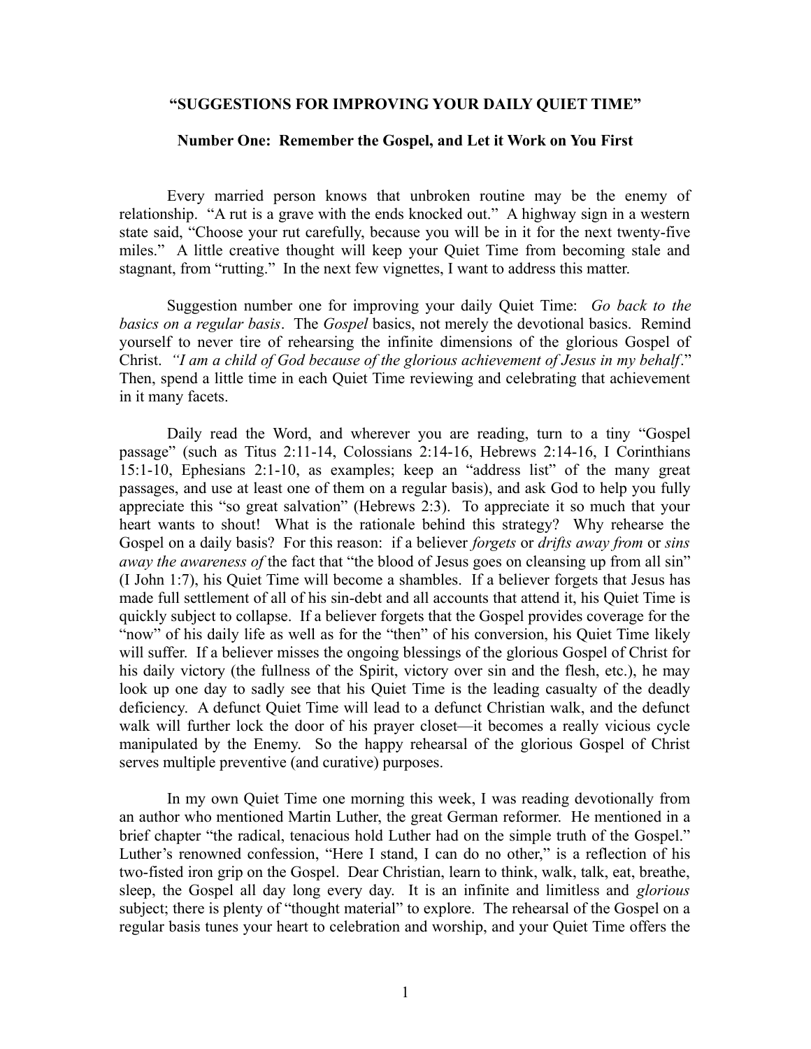## "SUGGESTIONS FOR IMPROVING YOUR DAILY QUIET TIME"

### Number One: Remember the Gospel, and Let it Work on You First

Every married person knows that unbroken routine may be the enemy of relationship. "A rut is a grave with the ends knocked out." A highway sign in a western state said, "Choose your rut carefully, because you will be in it for the next twenty-five miles." A little creative thought will keep your Quiet Time from becoming stale and stagnant, from "rutting." In the next few vignettes, I want to address this matter.

Suggestion number one for improving your daily Quiet Time: *Go back to the basics on a regular basis*. The *Gospel* basics, not merely the devotional basics. Remind yourself to never tire of rehearsing the infinite dimensions of the glorious Gospel of Christ. *"I am a child of God because of the glorious achievement of Jesus in my behalf*." Then, spend a little time in each Quiet Time reviewing and celebrating that achievement in it many facets.

Daily read the Word, and wherever you are reading, turn to a tiny "Gospel passage" (such as Titus 2:11-14, Colossians 2:14-16, Hebrews 2:14-16, I Corinthians 15:1-10, Ephesians 2:1-10, as examples; keep an "address list" of the many great passages, and use at least one of them on a regular basis), and ask God to help you fully appreciate this "so great salvation" (Hebrews 2:3). To appreciate it so much that your heart wants to shout! What is the rationale behind this strategy? Why rehearse the Gospel on a daily basis? For this reason: if a believer *forgets* or *drifts away from* or *sins away the awareness of* the fact that "the blood of Jesus goes on cleansing up from all sin" (I John 1:7), his Quiet Time will become a shambles. If a believer forgets that Jesus has made full settlement of all of his sin-debt and all accounts that attend it, his Quiet Time is quickly subject to collapse. If a believer forgets that the Gospel provides coverage for the "now" of his daily life as well as for the "then" of his conversion, his Quiet Time likely will suffer. If a believer misses the ongoing blessings of the glorious Gospel of Christ for his daily victory (the fullness of the Spirit, victory over sin and the flesh, etc.), he may look up one day to sadly see that his Quiet Time is the leading casualty of the deadly deficiency. A defunct Quiet Time will lead to a defunct Christian walk, and the defunct walk will further lock the door of his prayer closet—it becomes a really vicious cycle manipulated by the Enemy. So the happy rehearsal of the glorious Gospel of Christ serves multiple preventive (and curative) purposes.

In my own Quiet Time one morning this week, I was reading devotionally from an author who mentioned Martin Luther, the great German reformer. He mentioned in a brief chapter "the radical, tenacious hold Luther had on the simple truth of the Gospel." Luther's renowned confession, "Here I stand, I can do no other," is a reflection of his two-fisted iron grip on the Gospel. Dear Christian, learn to think, walk, talk, eat, breathe, sleep, the Gospel all day long every day. It is an infinite and limitless and *glorious* subject; there is plenty of "thought material" to explore. The rehearsal of the Gospel on a regular basis tunes your heart to celebration and worship, and your Quiet Time offers the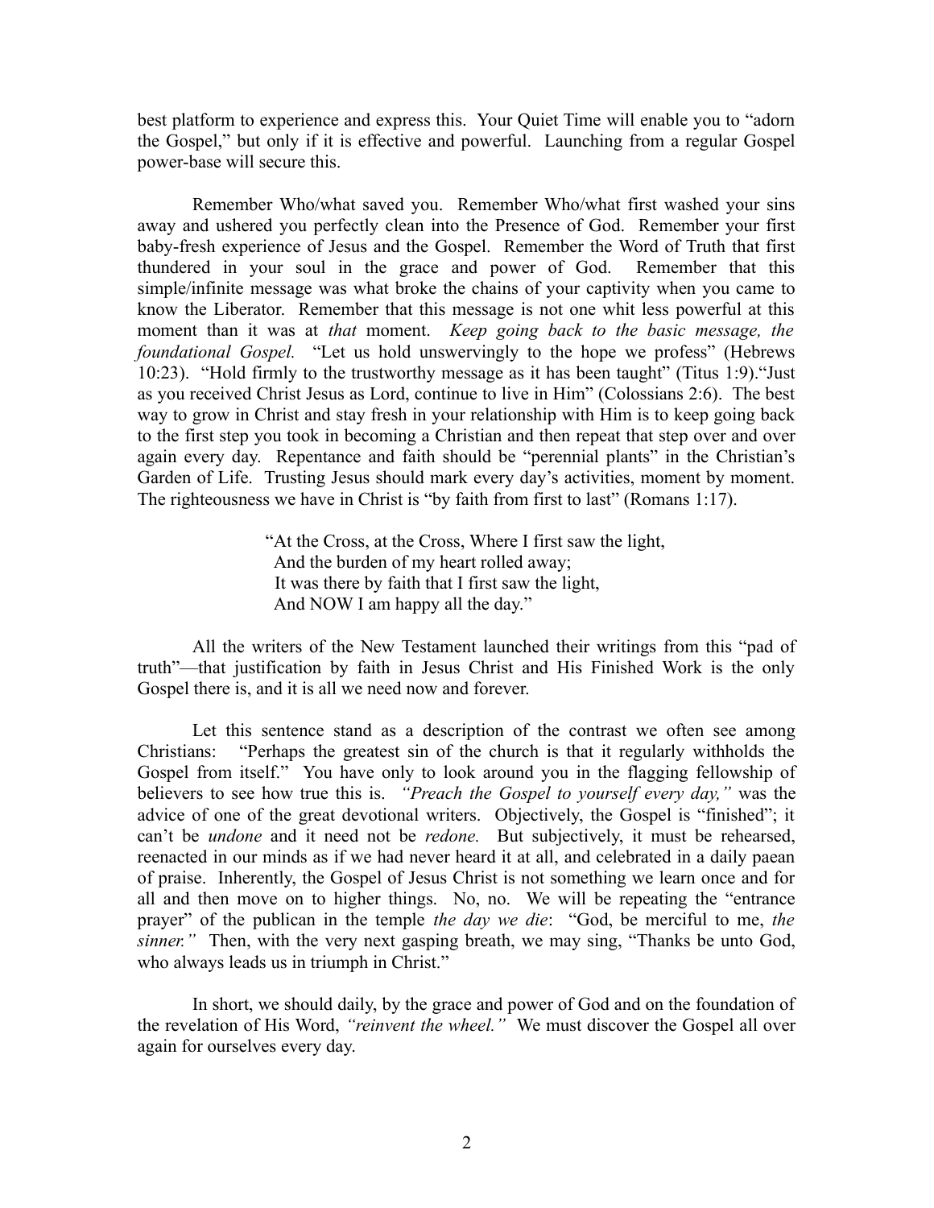best platform to experience and express this. Your Quiet Time will enable you to "adorn the Gospel," but only if it is effective and powerful. Launching from a regular Gospel power-base will secure this.

Remember Who/what saved you. Remember Who/what first washed your sins away and ushered you perfectly clean into the Presence of God. Remember your first baby-fresh experience of Jesus and the Gospel. Remember the Word of Truth that first thundered in your soul in the grace and power of God. Remember that this simple/infinite message was what broke the chains of your captivity when you came to know the Liberator. Remember that this message is not one whit less powerful at this moment than it was at *that* moment. *Keep going back to the basic message, the foundational Gospel.* "Let us hold unswervingly to the hope we profess" (Hebrews 10:23). "Hold firmly to the trustworthy message as it has been taught" (Titus 1:9)."Just as you received Christ Jesus as Lord, continue to live in Him" (Colossians 2:6). The best way to grow in Christ and stay fresh in your relationship with Him is to keep going back to the first step you took in becoming a Christian and then repeat that step over and over again every day. Repentance and faith should be "perennial plants" in the Christian's Garden of Life. Trusting Jesus should mark every day's activities, moment by moment. The righteousness we have in Christ is "by faith from first to last" (Romans 1:17).

> "At the Cross, at the Cross, Where I first saw the light,
> And the burden of my heart rolled away;
> It was there by faith that I first saw the light,
> And NOW I am happy all the day."

All the writers of the New Testament launched their writings from this "pad of truth"—that justification by faith in Jesus Christ and His Finished Work is the only Gospel there is, and it is all we need now and forever.

Let this sentence stand as a description of the contrast we often see among Christians: "Perhaps the greatest sin of the church is that it regularly withholds the Gospel from itself." You have only to look around you in the flagging fellowship of believers to see how true this is. *"Preach the Gospel to yourself every day,"* was the advice of one of the great devotional writers. Objectively, the Gospel is "finished"; it can't be *undone* and it need not be *redone.* But subjectively, it must be rehearsed, reenacted in our minds as if we had never heard it at all, and celebrated in a daily paean of praise. Inherently, the Gospel of Jesus Christ is not something we learn once and for all and then move on to higher things. No, no. We will be repeating the "entrance prayer" of the publican in the temple *the day we die*: "God, be merciful to me, *the sinner."* Then, with the very next gasping breath, we may sing, "Thanks be unto God, who always leads us in triumph in Christ."

In short, we should daily, by the grace and power of God and on the foundation of the revelation of His Word, *"reinvent the wheel."* We must discover the Gospel all over again for ourselves every day.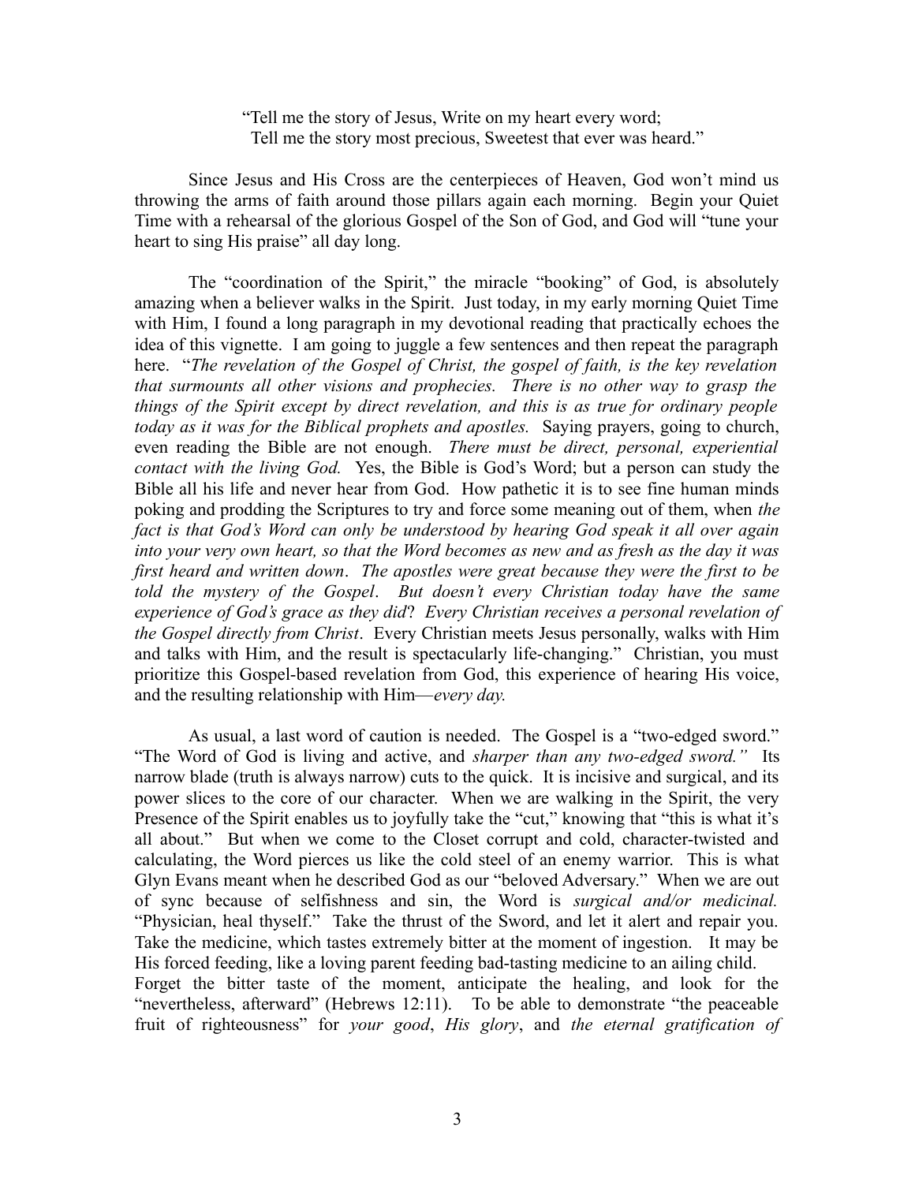> "Tell me the story of Jesus, Write on my heart every word;
> Tell me the story most precious, Sweetest that ever was heard."

Since Jesus and His Cross are the centerpieces of Heaven, God won't mind us throwing the arms of faith around those pillars again each morning. Begin your Quiet Time with a rehearsal of the glorious Gospel of the Son of God, and God will "tune your heart to sing His praise" all day long.

The "coordination of the Spirit," the miracle "booking" of God, is absolutely amazing when a believer walks in the Spirit. Just today, in my early morning Quiet Time with Him, I found a long paragraph in my devotional reading that practically echoes the idea of this vignette. I am going to juggle a few sentences and then repeat the paragraph here. "*The revelation of the Gospel of Christ, the gospel of faith, is the key revelation that surmounts all other visions and prophecies. There is no other way to grasp the things of the Spirit except by direct revelation, and this is as true for ordinary people today as it was for the Biblical prophets and apostles.* Saying prayers, going to church, even reading the Bible are not enough. *There must be direct, personal, experiential contact with the living God.* Yes, the Bible is God's Word; but a person can study the Bible all his life and never hear from God. How pathetic it is to see fine human minds poking and prodding the Scriptures to try and force some meaning out of them, when *the fact is that God's Word can only be understood by hearing God speak it all over again into your very own heart, so that the Word becomes as new and as fresh as the day it was first heard and written down*. *The apostles were great because they were the first to be told the mystery of the Gospel*. *But doesn't every Christian today have the same experience of God's grace as they did*? *Every Christian receives a personal revelation of the Gospel directly from Christ*. Every Christian meets Jesus personally, walks with Him and talks with Him, and the result is spectacularly life-changing." Christian, you must prioritize this Gospel-based revelation from God, this experience of hearing His voice, and the resulting relationship with Him—*every day.*

As usual, a last word of caution is needed. The Gospel is a "two-edged sword." "The Word of God is living and active, and *sharper than any two-edged sword."* Its narrow blade (truth is always narrow) cuts to the quick. It is incisive and surgical, and its power slices to the core of our character. When we are walking in the Spirit, the very Presence of the Spirit enables us to joyfully take the "cut," knowing that "this is what it's all about." But when we come to the Closet corrupt and cold, character-twisted and calculating, the Word pierces us like the cold steel of an enemy warrior. This is what Glyn Evans meant when he described God as our "beloved Adversary." When we are out of sync because of selfishness and sin, the Word is *surgical and/or medicinal.* "Physician, heal thyself." Take the thrust of the Sword, and let it alert and repair you. Take the medicine, which tastes extremely bitter at the moment of ingestion. It may be His forced feeding, like a loving parent feeding bad-tasting medicine to an ailing child. Forget the bitter taste of the moment, anticipate the healing, and look for the "nevertheless, afterward" (Hebrews 12:11). To be able to demonstrate "the peaceable fruit of righteousness" for *your good*, *His glory*, and *the eternal gratification of*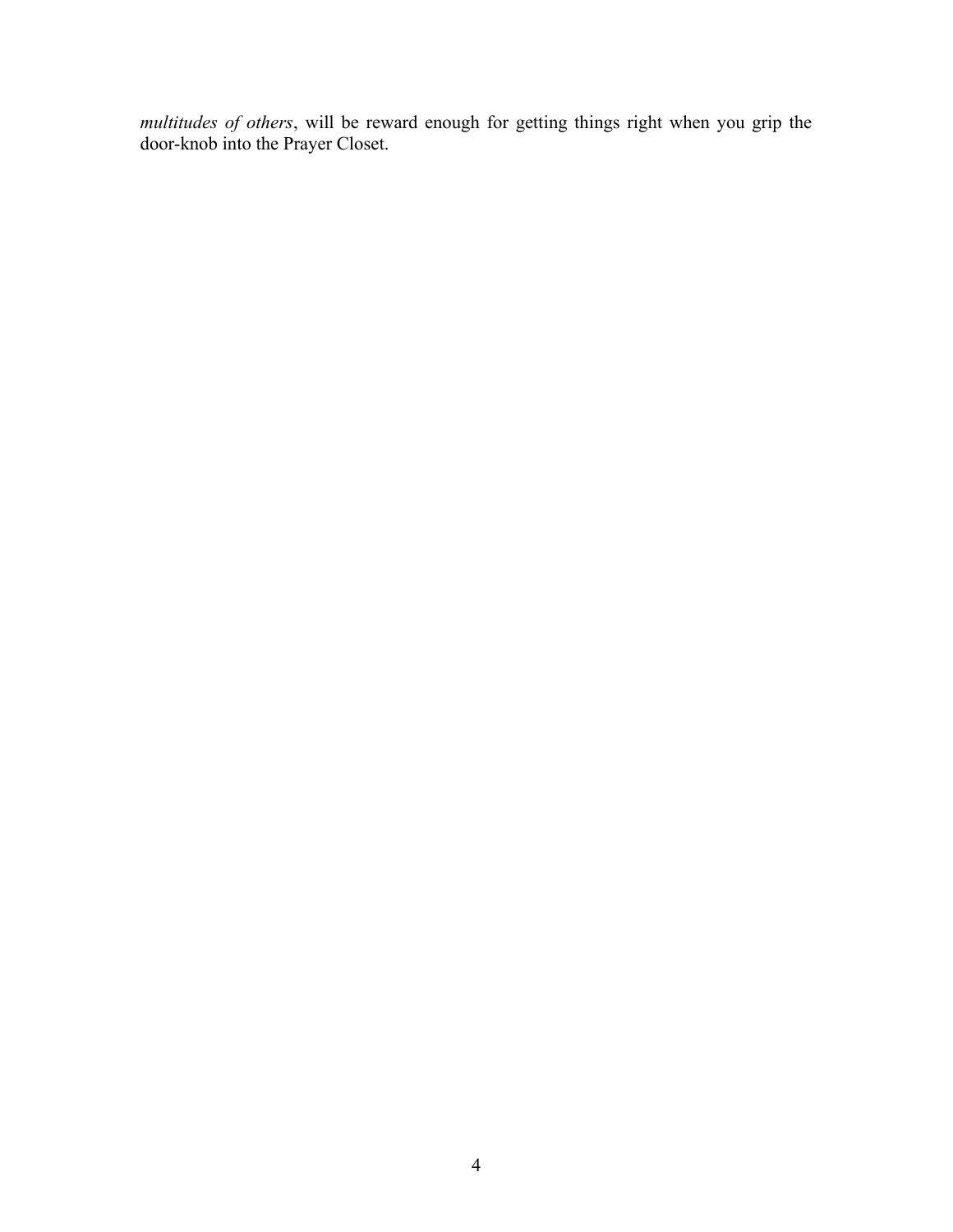*multitudes of others*, will be reward enough for getting things right when you grip the door-knob into the Prayer Closet.